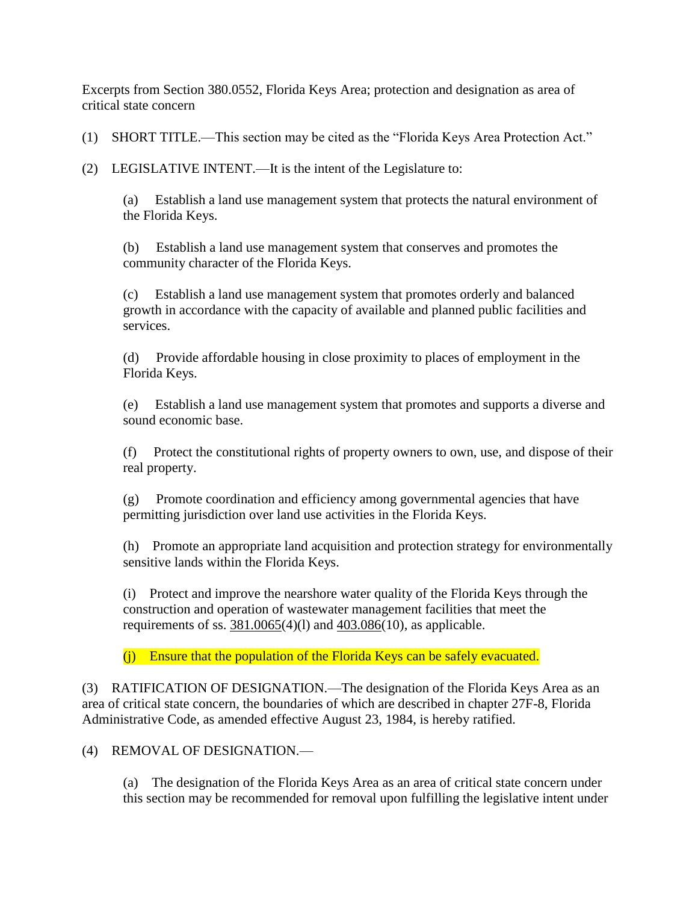Excerpts from Section 380.0552, Florida Keys Area; protection and designation as area of critical state concern

(1) SHORT TITLE.—This section may be cited as the "Florida Keys Area Protection Act."

(2) LEGISLATIVE INTENT.—It is the intent of the Legislature to:

(a) Establish a land use management system that protects the natural environment of the Florida Keys.

(b) Establish a land use management system that conserves and promotes the community character of the Florida Keys.

(c) Establish a land use management system that promotes orderly and balanced growth in accordance with the capacity of available and planned public facilities and services.

(d) Provide affordable housing in close proximity to places of employment in the Florida Keys.

(e) Establish a land use management system that promotes and supports a diverse and sound economic base.

(f) Protect the constitutional rights of property owners to own, use, and dispose of their real property.

(g) Promote coordination and efficiency among governmental agencies that have permitting jurisdiction over land use activities in the Florida Keys.

(h) Promote an appropriate land acquisition and protection strategy for environmentally sensitive lands within the Florida Keys.

(i) Protect and improve the nearshore water quality of the Florida Keys through the construction and operation of wastewater management facilities that meet the requirements of ss. 381.0065(4)(l) and 403.086(10), as applicable.

(j) Ensure that the population of the Florida Keys can be safely evacuated.

(3) RATIFICATION OF DESIGNATION.—The designation of the Florida Keys Area as an area of critical state concern, the boundaries of which are described in chapter 27F-8, Florida Administrative Code, as amended effective August 23, 1984, is hereby ratified.

(4) REMOVAL OF DESIGNATION.—

(a) The designation of the Florida Keys Area as an area of critical state concern under this section may be recommended for removal upon fulfilling the legislative intent under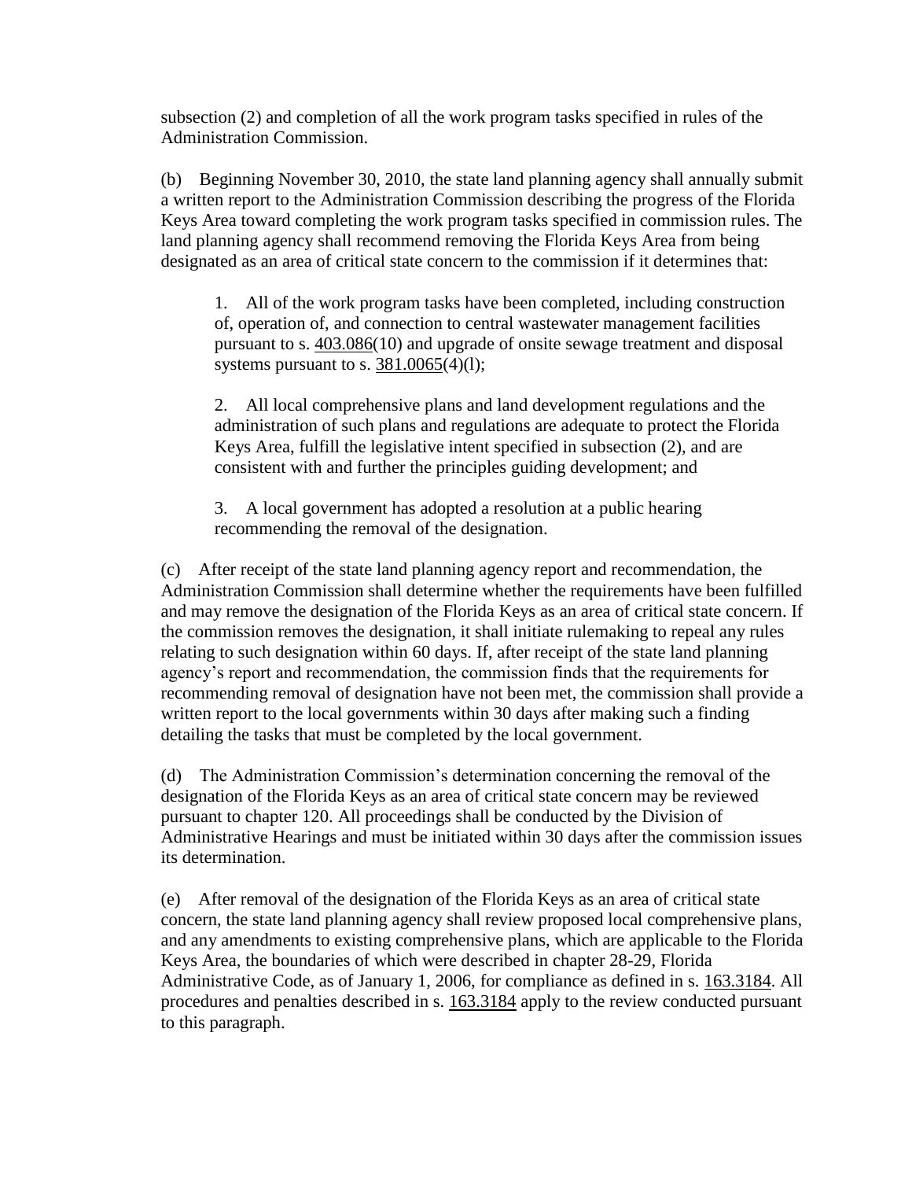subsection (2) and completion of all the work program tasks specified in rules of the Administration Commission.

(b) Beginning November 30, 2010, the state land planning agency shall annually submit a written report to the Administration Commission describing the progress of the Florida Keys Area toward completing the work program tasks specified in commission rules. The land planning agency shall recommend removing the Florida Keys Area from being designated as an area of critical state concern to the commission if it determines that:

> 1. All of the work program tasks have been completed, including construction of, operation of, and connection to central wastewater management facilities pursuant to s. 403.086(10) and upgrade of onsite sewage treatment and disposal systems pursuant to s. 381.0065(4)(l);
>
> 2. All local comprehensive plans and land development regulations and the administration of such plans and regulations are adequate to protect the Florida Keys Area, fulfill the legislative intent specified in subsection (2), and are consistent with and further the principles guiding development; and
>
> 3. A local government has adopted a resolution at a public hearing recommending the removal of the designation.

(c) After receipt of the state land planning agency report and recommendation, the Administration Commission shall determine whether the requirements have been fulfilled and may remove the designation of the Florida Keys as an area of critical state concern. If the commission removes the designation, it shall initiate rulemaking to repeal any rules relating to such designation within 60 days. If, after receipt of the state land planning agency's report and recommendation, the commission finds that the requirements for recommending removal of designation have not been met, the commission shall provide a written report to the local governments within 30 days after making such a finding detailing the tasks that must be completed by the local government.

(d) The Administration Commission's determination concerning the removal of the designation of the Florida Keys as an area of critical state concern may be reviewed pursuant to chapter 120. All proceedings shall be conducted by the Division of Administrative Hearings and must be initiated within 30 days after the commission issues its determination.

(e) After removal of the designation of the Florida Keys as an area of critical state concern, the state land planning agency shall review proposed local comprehensive plans, and any amendments to existing comprehensive plans, which are applicable to the Florida Keys Area, the boundaries of which were described in chapter 28-29, Florida Administrative Code, as of January 1, 2006, for compliance as defined in s. 163.3184. All procedures and penalties described in s. 163.3184 apply to the review conducted pursuant to this paragraph.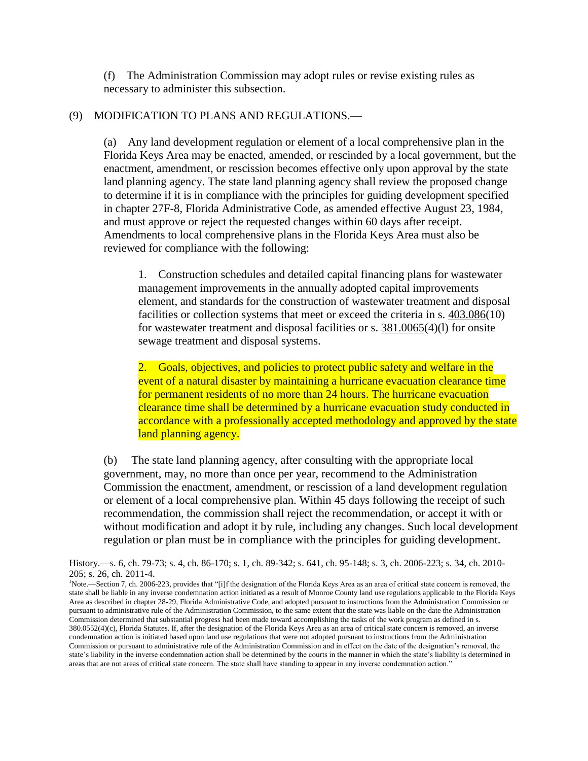(f) The Administration Commission may adopt rules or revise existing rules as necessary to administer this subsection.

(9) MODIFICATION TO PLANS AND REGULATIONS.—

(a) Any land development regulation or element of a local comprehensive plan in the Florida Keys Area may be enacted, amended, or rescinded by a local government, but the enactment, amendment, or rescission becomes effective only upon approval by the state land planning agency. The state land planning agency shall review the proposed change to determine if it is in compliance with the principles for guiding development specified in chapter 27F-8, Florida Administrative Code, as amended effective August 23, 1984, and must approve or reject the requested changes within 60 days after receipt. Amendments to local comprehensive plans in the Florida Keys Area must also be reviewed for compliance with the following:

1. Construction schedules and detailed capital financing plans for wastewater management improvements in the annually adopted capital improvements element, and standards for the construction of wastewater treatment and disposal facilities or collection systems that meet or exceed the criteria in s. 403.086(10) for wastewater treatment and disposal facilities or s. 381.0065(4)(l) for onsite sewage treatment and disposal systems.

2. Goals, objectives, and policies to protect public safety and welfare in the event of a natural disaster by maintaining a hurricane evacuation clearance time for permanent residents of no more than 24 hours. The hurricane evacuation clearance time shall be determined by a hurricane evacuation study conducted in accordance with a professionally accepted methodology and approved by the state land planning agency.

(b) The state land planning agency, after consulting with the appropriate local government, may, no more than once per year, recommend to the Administration Commission the enactment, amendment, or rescission of a land development regulation or element of a local comprehensive plan. Within 45 days following the receipt of such recommendation, the commission shall reject the recommendation, or accept it with or without modification and adopt it by rule, including any changes. Such local development regulation or plan must be in compliance with the principles for guiding development.

History.—s. 6, ch. 79-73; s. 4, ch. 86-170; s. 1, ch. 89-342; s. 641, ch. 95-148; s. 3, ch. 2006-223; s. 34, ch. 2010-205; s. 26, ch. 2011-4.

[1]Note.—Section 7, ch. 2006-223, provides that "[i]f the designation of the Florida Keys Area as an area of critical state concern is removed, the state shall be liable in any inverse condemnation action initiated as a result of Monroe County land use regulations applicable to the Florida Keys Area as described in chapter 28-29, Florida Administrative Code, and adopted pursuant to instructions from the Administration Commission or pursuant to administrative rule of the Administration Commission, to the same extent that the state was liable on the date the Administration Commission determined that substantial progress had been made toward accomplishing the tasks of the work program as defined in s. 380.0552(4)(c), Florida Statutes. If, after the designation of the Florida Keys Area as an area of critical state concern is removed, an inverse condemnation action is initiated based upon land use regulations that were not adopted pursuant to instructions from the Administration Commission or pursuant to administrative rule of the Administration Commission and in effect on the date of the designation's removal, the state's liability in the inverse condemnation action shall be determined by the courts in the manner in which the state's liability is determined in areas that are not areas of critical state concern. The state shall have standing to appear in any inverse condemnation action."